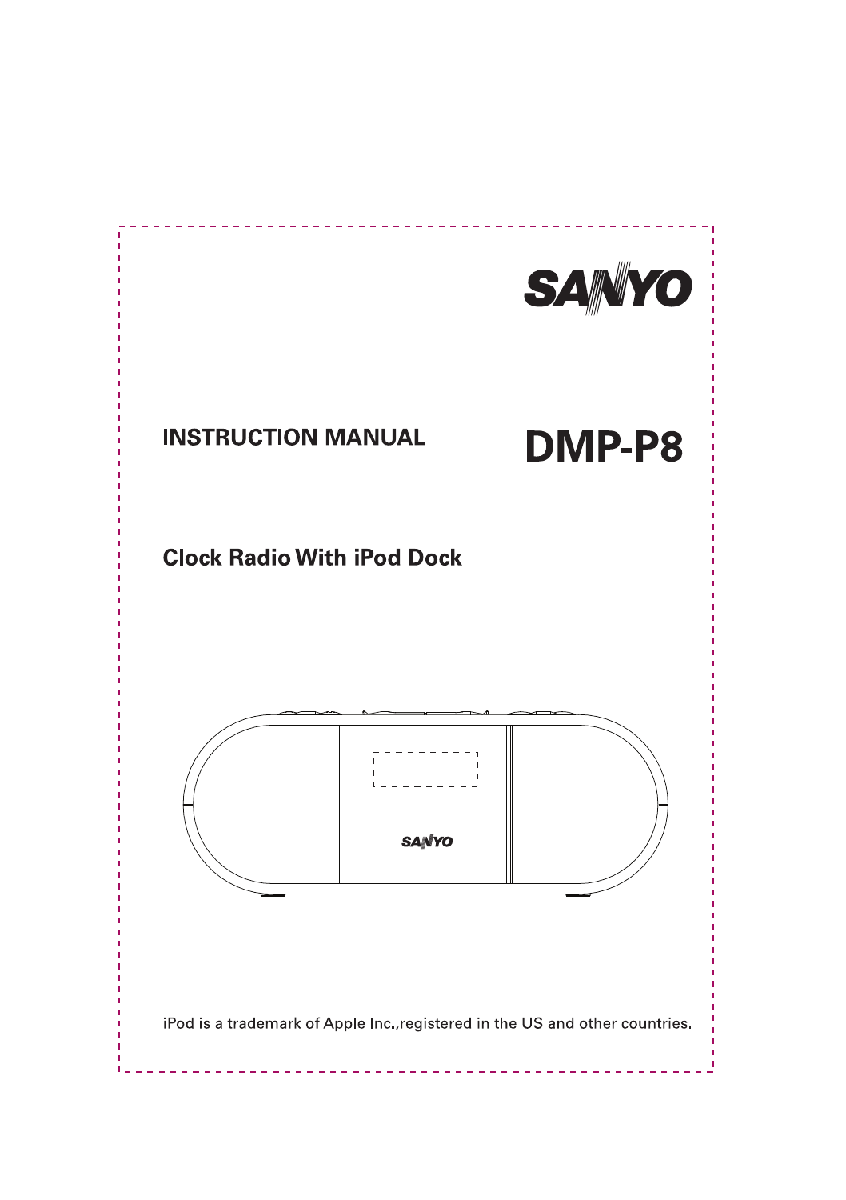SANYO

# INSTRUCTION MANUAL

# DMP-P8

## Clock Radio With iPod Dock

iPod is a trademark of Apple Inc.,registered in the US and other countries.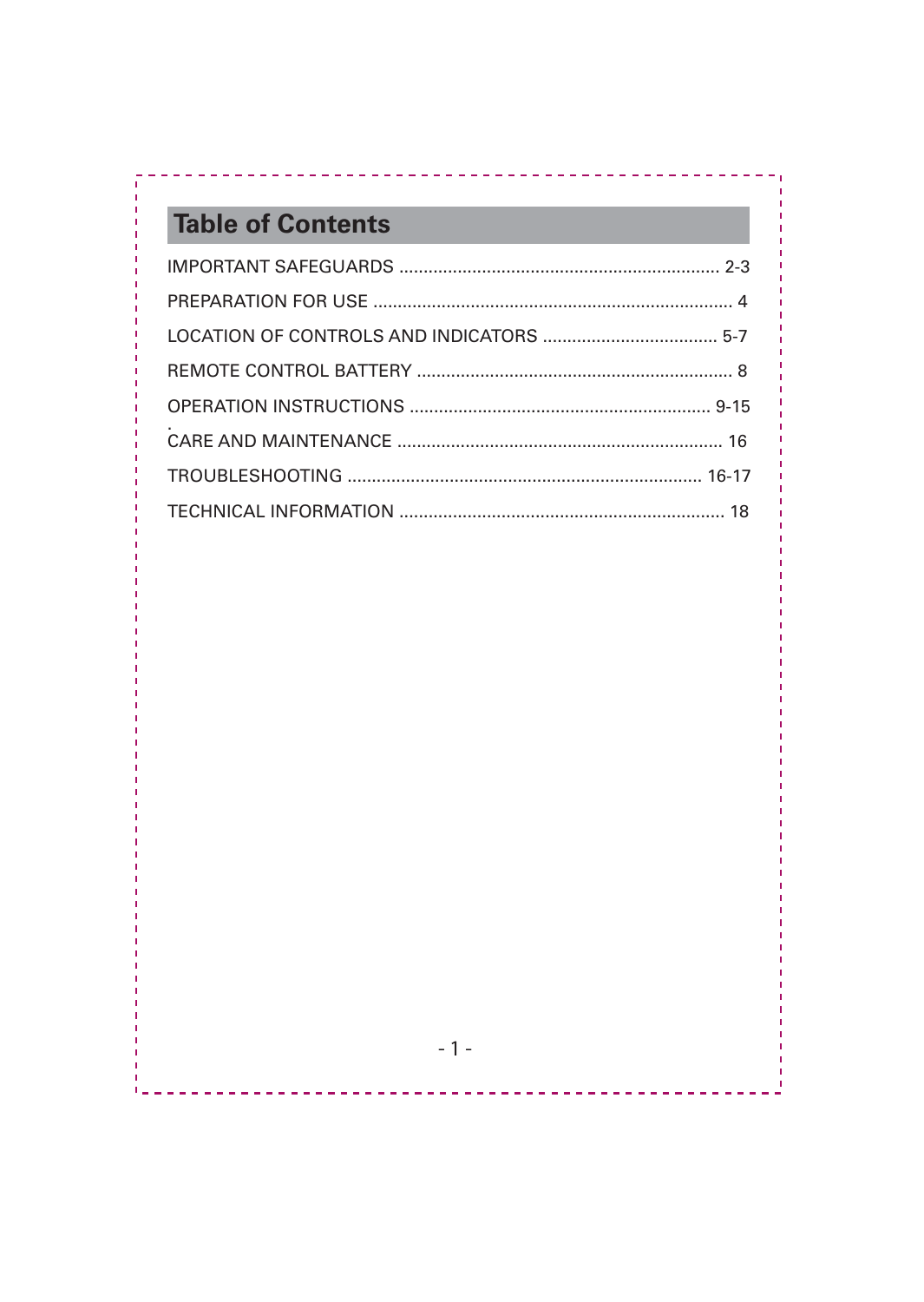# Table of Contents

IMPORTANT SAFEGUARDS .................................................................. 2-3

PREPARATION FOR USE ......................................................................... 4

LOCATION OF CONTROLS AND INDICATORS .................................... 5-7

REMOTE CONTROL BATTERY ................................................................. 8

OPERATION INSTRUCTIONS ............................................................. 9-15

CARE AND MAINTENANCE .................................................................. 16

TROUBLESHOOTING ........................................................................ 16-17

TECHNICAL INFORMATION ................................................................... 18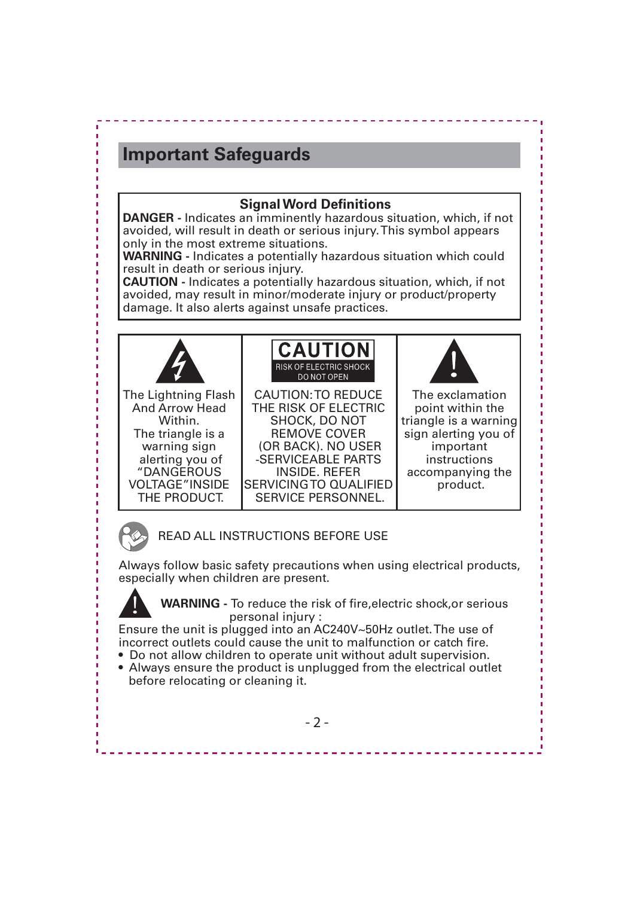## Important Safeguards

**Signal Word Definitions**

**DANGER -** Indicates an imminently hazardous situation, which, if not avoided, will result in death or serious injury. This symbol appears only in the most extreme situations.

**WARNING -** Indicates a potentially hazardous situation which could result in death or serious injury.

**CAUTION -** Indicates a potentially hazardous situation, which, if not avoided, may result in minor/moderate injury or product/property damage. It also alerts against unsafe practices.

| The Lightning Flash And Arrow Head Within. The triangle is a warning sign alerting you of "DANGEROUS VOLTAGE" INSIDE THE PRODUCT. | CAUTION RISK OF ELECTRIC SHOCK DO NOT OPEN<br>CAUTION: TO REDUCE THE RISK OF ELECTRIC SHOCK, DO NOT REMOVE COVER (OR BACK). NO USER -SERVICEABLE PARTS INSIDE. REFER SERVICING TO QUALIFIED SERVICE PERSONNEL. | The exclamation point within the triangle is a warning sign alerting you of important instructions accompanying the product. |
|---|---|---|

READ ALL INSTRUCTIONS BEFORE USE

Always follow basic safety precautions when using electrical products, especially when children are present.

**WARNING -** To reduce the risk of fire, electric shock, or serious personal injury :

Ensure the unit is plugged into an AC240V~50Hz outlet. The use of incorrect outlets could cause the unit to malfunction or catch fire.

- Do not allow children to operate unit without adult supervision.
- Always ensure the product is unplugged from the electrical outlet before relocating or cleaning it.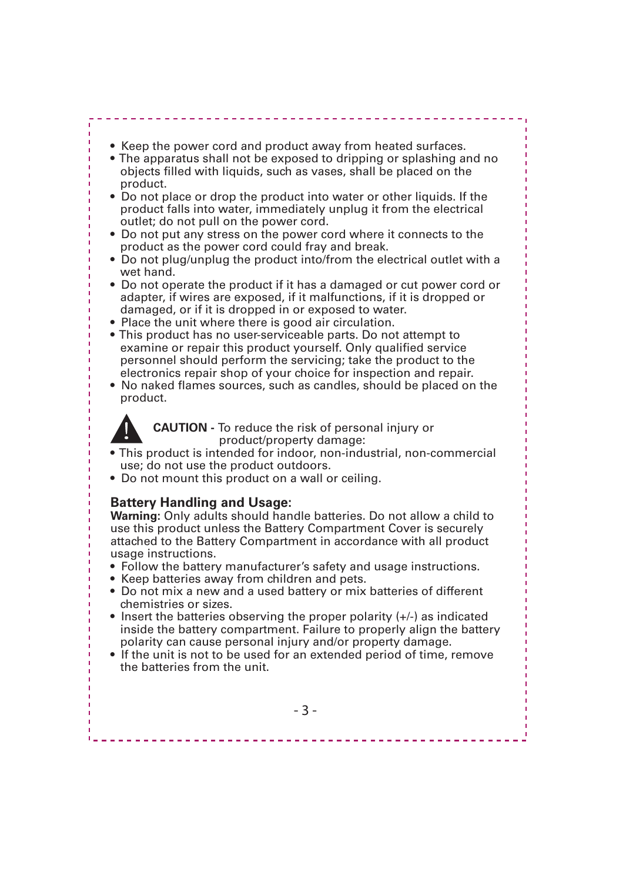- Keep the power cord and product away from heated surfaces.
- The apparatus shall not be exposed to dripping or splashing and no objects filled with liquids, such as vases, shall be placed on the product.
- Do not place or drop the product into water or other liquids. If the product falls into water, immediately unplug it from the electrical outlet; do not pull on the power cord.
- Do not put any stress on the power cord where it connects to the product as the power cord could fray and break.
- Do not plug/unplug the product into/from the electrical outlet with a wet hand.
- Do not operate the product if it has a damaged or cut power cord or adapter, if wires are exposed, if it malfunctions, if it is dropped or damaged, or if it is dropped in or exposed to water.
- Place the unit where there is good air circulation.
- This product has no user-serviceable parts. Do not attempt to examine or repair this product yourself. Only qualified service personnel should perform the servicing; take the product to the electronics repair shop of your choice for inspection and repair.
- No naked flames sources, such as candles, should be placed on the product.

**CAUTION -** To reduce the risk of personal injury or product/property damage:

- This product is intended for indoor, non-industrial, non-commercial use; do not use the product outdoors.
- Do not mount this product on a wall or ceiling.

## Battery Handling and Usage:

**Warning:** Only adults should handle batteries. Do not allow a child to use this product unless the Battery Compartment Cover is securely attached to the Battery Compartment in accordance with all product usage instructions.

- Follow the battery manufacturer's safety and usage instructions.
- Keep batteries away from children and pets.
- Do not mix a new and a used battery or mix batteries of different chemistries or sizes.
- Insert the batteries observing the proper polarity (+/-) as indicated inside the battery compartment. Failure to properly align the battery polarity can cause personal injury and/or property damage.
- If the unit is not to be used for an extended period of time, remove the batteries from the unit.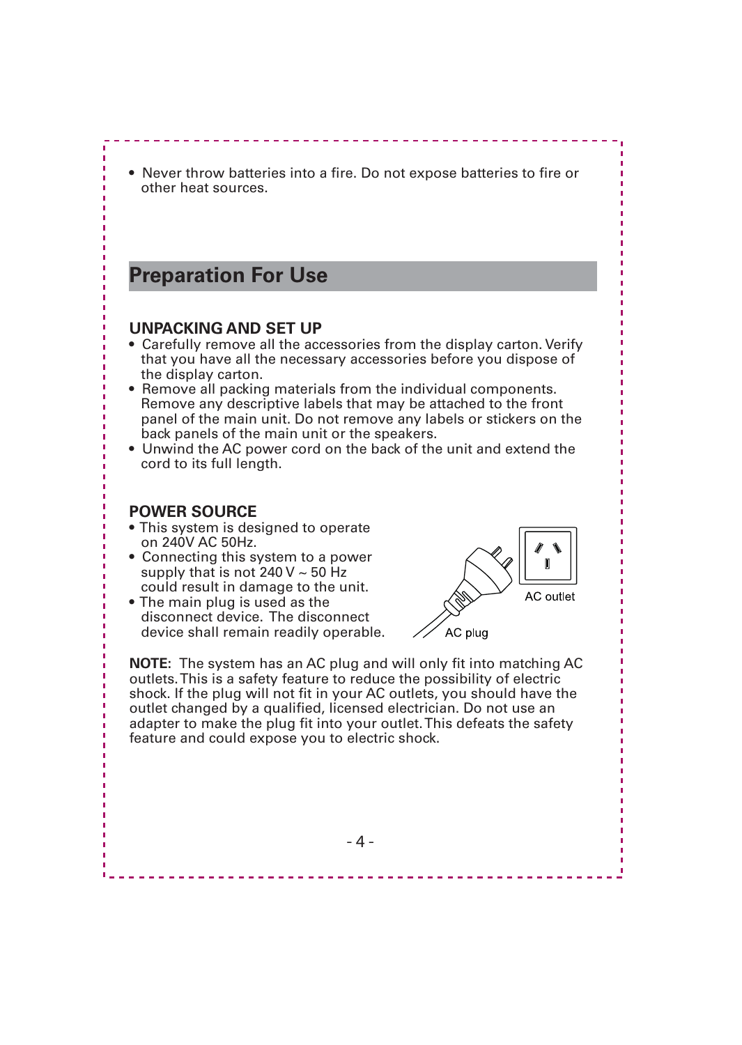- Never throw batteries into a fire. Do not expose batteries to fire or other heat sources.

## Preparation For Use

### UNPACKING AND SET UP

- Carefully remove all the accessories from the display carton. Verify that you have all the necessary accessories before you dispose of the display carton.
- Remove all packing materials from the individual components. Remove any descriptive labels that may be attached to the front panel of the main unit. Do not remove any labels or stickers on the back panels of the main unit or the speakers.
- Unwind the AC power cord on the back of the unit and extend the cord to its full length.

### POWER SOURCE

- This system is designed to operate on 240V AC 50Hz.
- Connecting this system to a power supply that is not 240 V ~ 50 Hz could result in damage to the unit.
- The main plug is used as the disconnect device. The disconnect device shall remain readily operable.

AC outlet

AC plug

**NOTE:** The system has an AC plug and will only fit into matching AC outlets. This is a safety feature to reduce the possibility of electric shock. If the plug will not fit in your AC outlets, you should have the outlet changed by a qualified, licensed electrician. Do not use an adapter to make the plug fit into your outlet. This defeats the safety feature and could expose you to electric shock.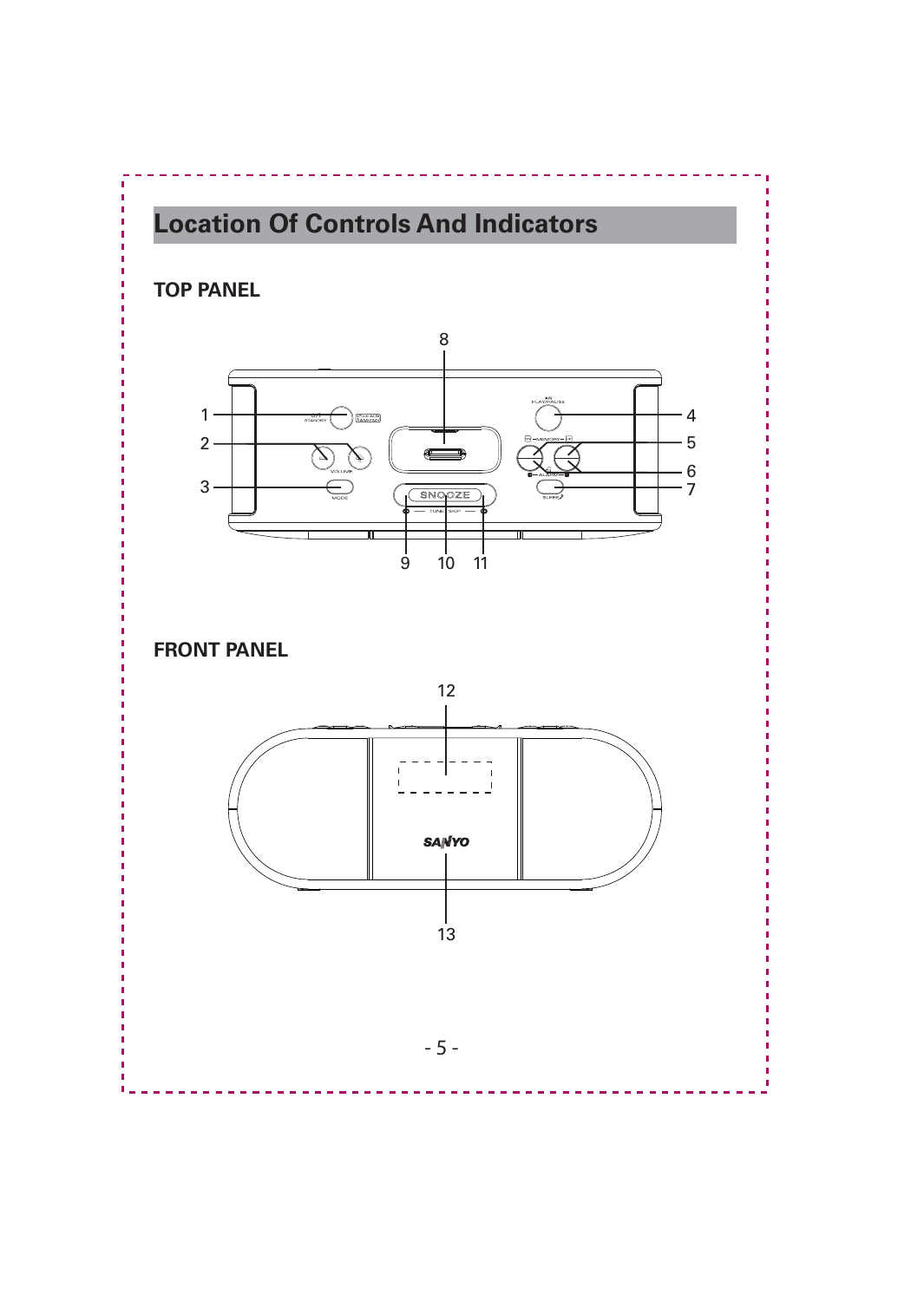## Location Of Controls And Indicators

### TOP PANEL

### FRONT PANEL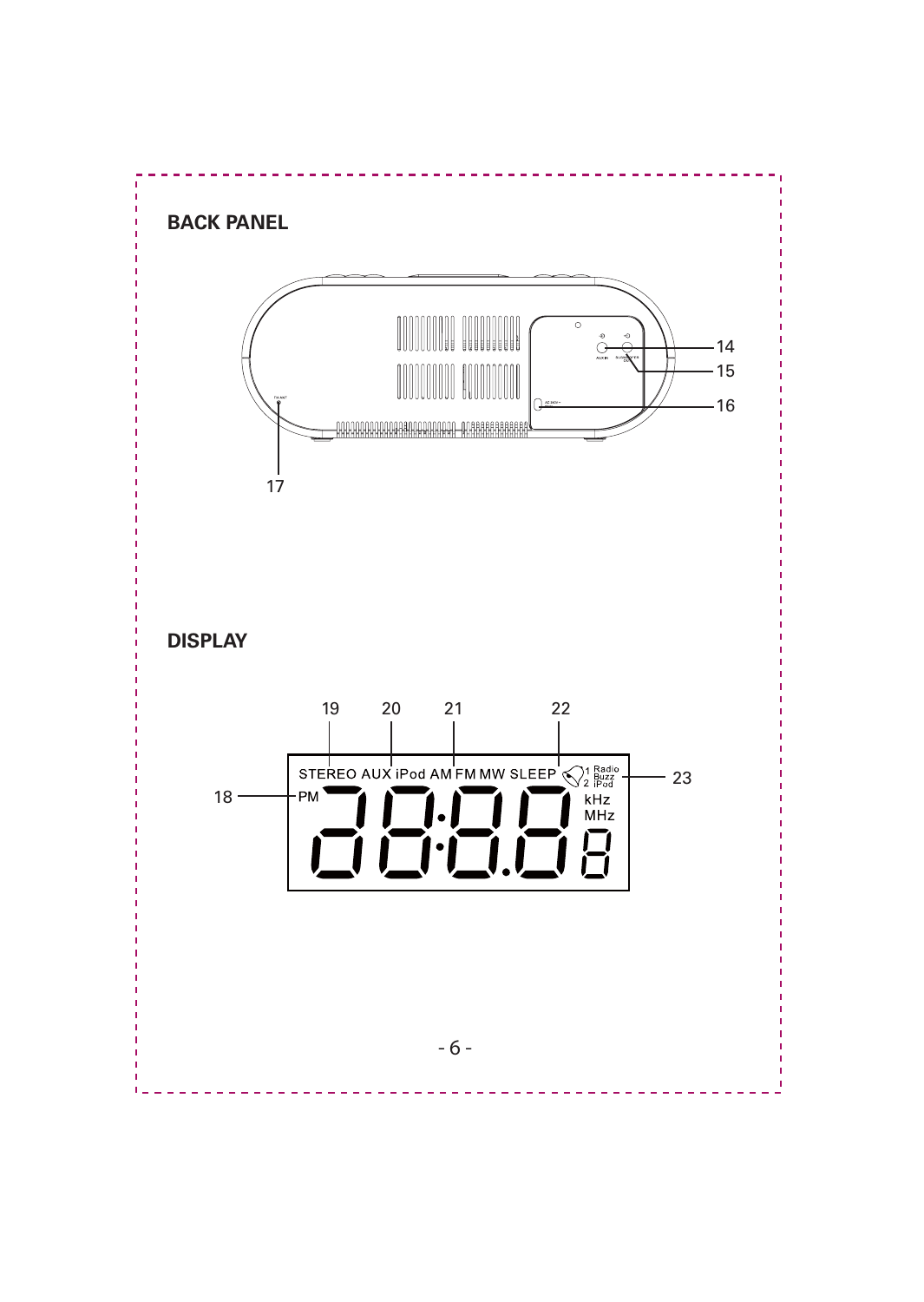## BACK PANEL

14
15
16
17

## DISPLAY

19 20 21 22

18

STEREO AUX iPod AM FM MW SLEEP 1 Radio Buzz 2 iPod

PM

kHz
MHz

23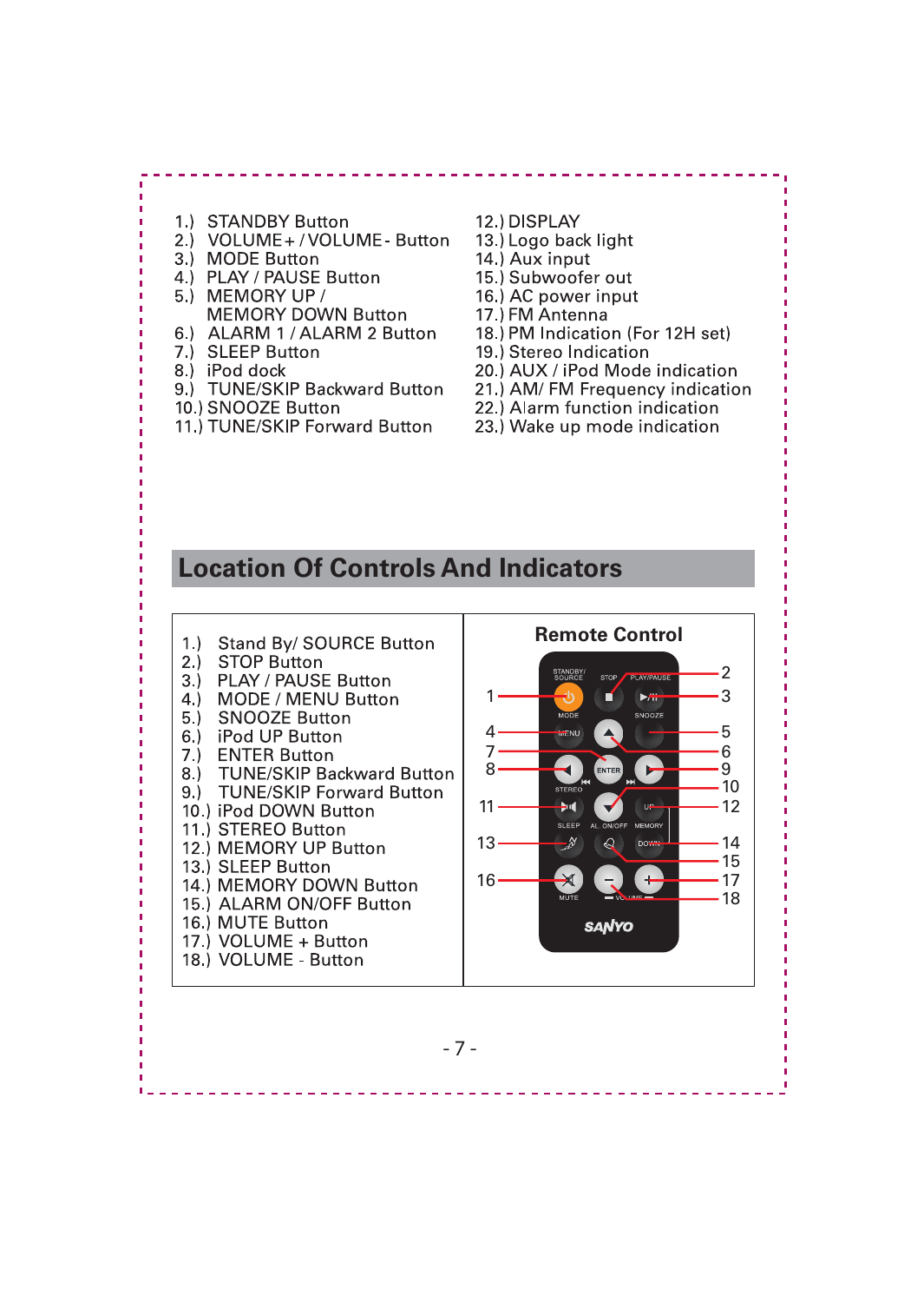1.) STANDBY Button
2.) VOLUME+ / VOLUME- Button
3.) MODE Button
4.) PLAY / PAUSE Button
5.) MEMORY UP / MEMORY DOWN Button
6.) ALARM 1 / ALARM 2 Button
7.) SLEEP Button
8.) iPod dock
9.) TUNE/SKIP Backward Button
10.) SNOOZE Button
11.) TUNE/SKIP Forward Button
12.) DISPLAY
13.) Logo back light
14.) Aux input
15.) Subwoofer out
16.) AC power input
17.) FM Antenna
18.) PM Indication (For 12H set)
19.) Stereo Indication
20.) AUX / iPod Mode indication
21.) AM/ FM Frequency indication
22.) Alarm function indication
23.) Wake up mode indication

## Location Of Controls And Indicators

1.) Stand By/ SOURCE Button
2.) STOP Button
3.) PLAY / PAUSE Button
4.) MODE / MENU Button
5.) SNOOZE Button
6.) iPod UP Button
7.) ENTER Button
8.) TUNE/SKIP Backward Button
9.) TUNE/SKIP Forward Button
10.) iPod DOWN Button
11.) STEREO Button
12.) MEMORY UP Button
13.) SLEEP Button
14.) MEMORY DOWN Button
15.) ALARM ON/OFF Button
16.) MUTE Button
17.) VOLUME + Button
18.) VOLUME - Button

**Remote Control**

STANDBY/SOURCE, STOP, PLAY/PAUSE, MODE, MENU, SNOOZE, ENTER, STEREO, SLEEP, AL. ON/OFF, MEMORY, UP, DOWN, MUTE, VOLUME, SANYO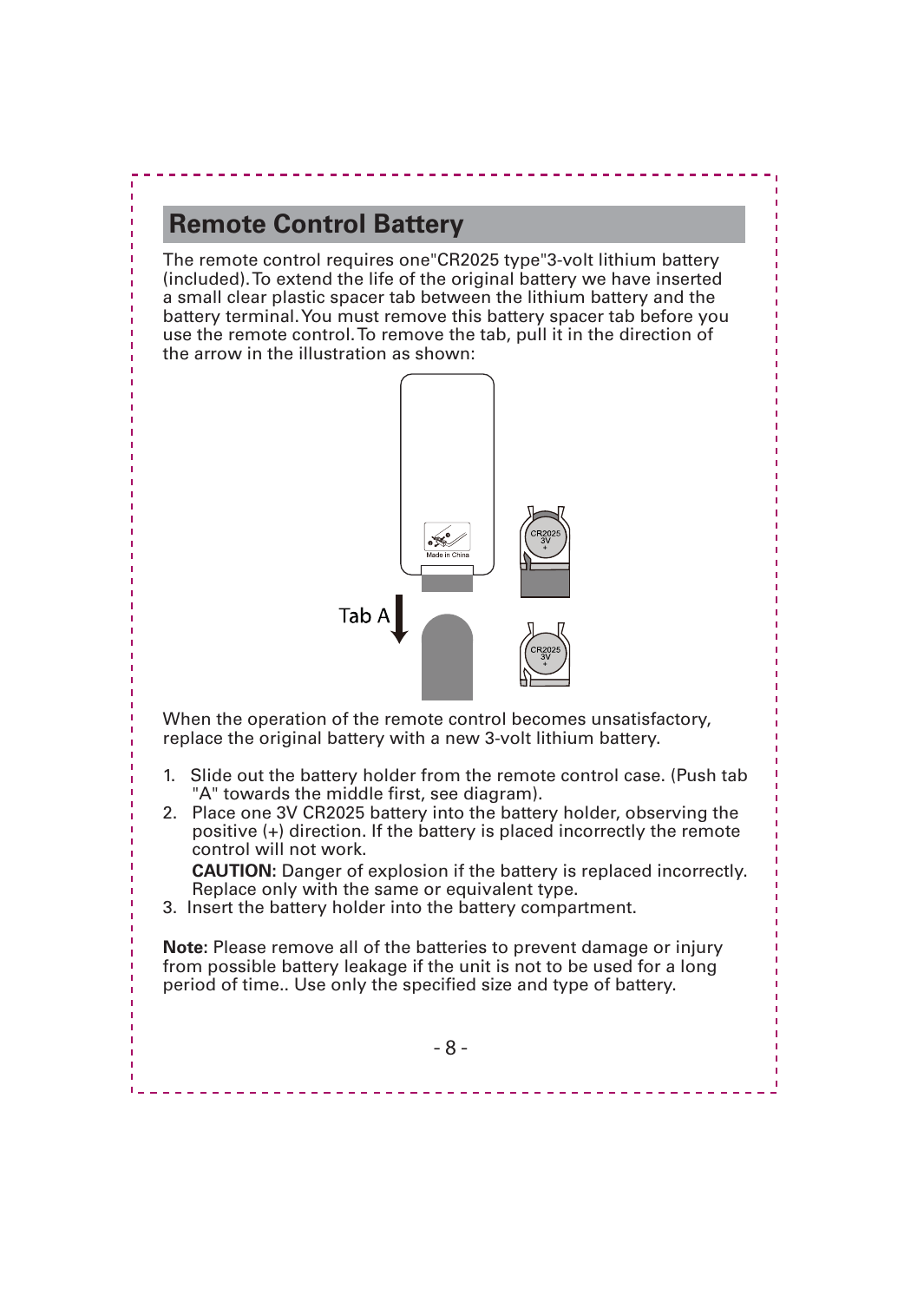## Remote Control Battery

The remote control requires one"CR2025 type"3-volt lithium battery (included). To extend the life of the original battery we have inserted a small clear plastic spacer tab between the lithium battery and the battery terminal. You must remove this battery spacer tab before you use the remote control. To remove the tab, pull it in the direction of the arrow in the illustration as shown:

When the operation of the remote control becomes unsatisfactory, replace the original battery with a new 3-volt lithium battery.

1. Slide out the battery holder from the remote control case. (Push tab "A" towards the middle first, see diagram).
2. Place one 3V CR2025 battery into the battery holder, observing the positive (+) direction. If the battery is placed incorrectly the remote control will not work.

   **CAUTION**: Danger of explosion if the battery is replaced incorrectly. Replace only with the same or equivalent type.
3. Insert the battery holder into the battery compartment.

**Note:** Please remove all of the batteries to prevent damage or injury from possible battery leakage if the unit is not to be used for a long period of time.. Use only the specified size and type of battery.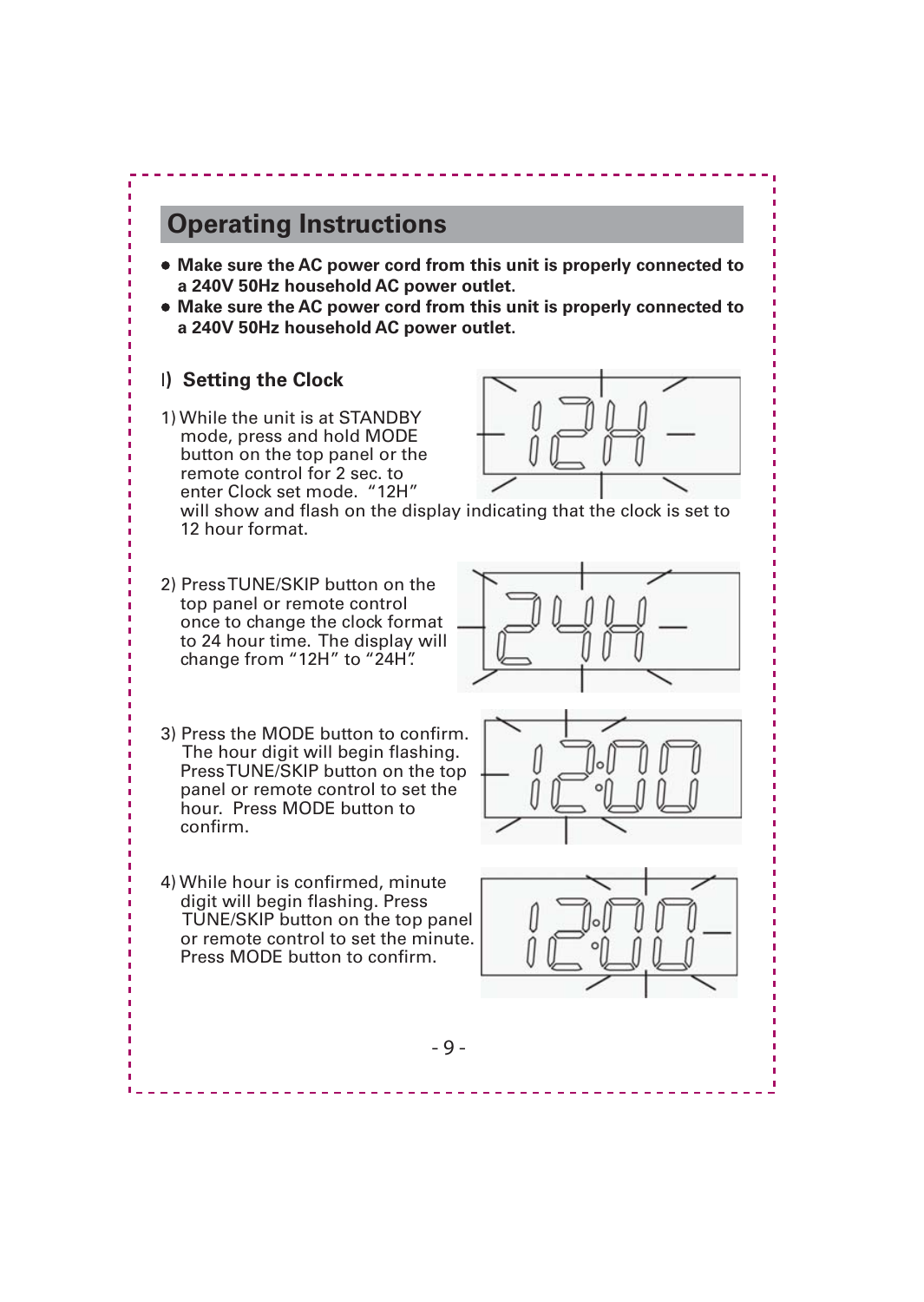## Operating Instructions

- **Make sure the AC power cord from this unit is properly connected to a 240V 50Hz household AC power outlet.**
- **Make sure the AC power cord from this unit is properly connected to a 240V 50Hz household AC power outlet.**

### I) Setting the Clock

1) While the unit is at STANDBY mode, press and hold MODE button on the top panel or the remote control for 2 sec. to enter Clock set mode. "12H" will show and flash on the display indicating that the clock is set to 12 hour format.

2) Press TUNE/SKIP button on the top panel or remote control once to change the clock format to 24 hour time. The display will change from "12H" to "24H".

3) Press the MODE button to confirm. The hour digit will begin flashing. Press TUNE/SKIP button on the top panel or remote control to set the hour. Press MODE button to confirm.

4) While hour is confirmed, minute digit will begin flashing. Press TUNE/SKIP button on the top panel or remote control to set the minute. Press MODE button to confirm.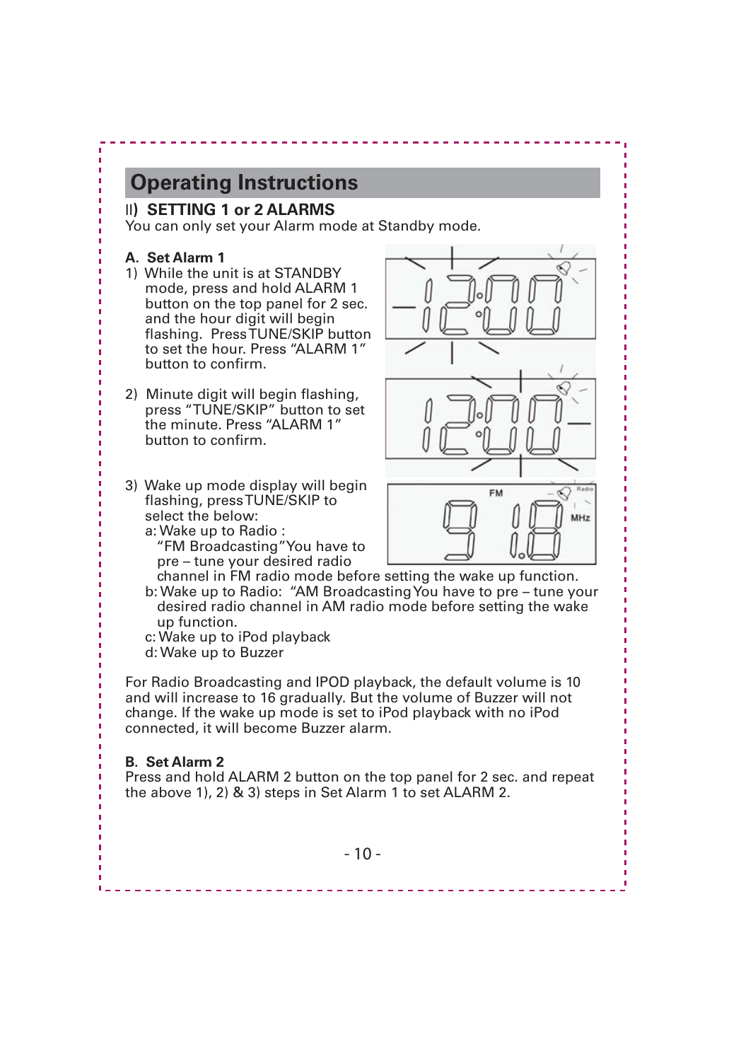## Operating Instructions

### II) SETTING 1 or 2 ALARMS

You can only set your Alarm mode at Standby mode.

**A. Set Alarm 1**

1) While the unit is at STANDBY mode, press and hold ALARM 1 button on the top panel for 2 sec. and the hour digit will begin flashing. Press TUNE/SKIP button to set the hour. Press “ALARM 1” button to confirm.

2) Minute digit will begin flashing, press “TUNE/SKIP” button to set the minute. Press “ALARM 1” button to confirm.

3) Wake up mode display will begin flashing, press TUNE/SKIP to select the below:
   a: Wake up to Radio : “FM Broadcasting”You have to pre – tune your desired radio channel in FM radio mode before setting the wake up function.
   b: Wake up to Radio: “AM Broadcasting You have to pre – tune your desired radio channel in AM radio mode before setting the wake up function.
   c: Wake up to iPod playback
   d: Wake up to Buzzer

For Radio Broadcasting and IPOD playback, the default volume is 10 and will increase to 16 gradually. But the volume of Buzzer will not change. If the wake up mode is set to iPod playback with no iPod connected, it will become Buzzer alarm.

**B. Set Alarm 2**

Press and hold ALARM 2 button on the top panel for 2 sec. and repeat the above 1), 2) & 3) steps in Set Alarm 1 to set ALARM 2.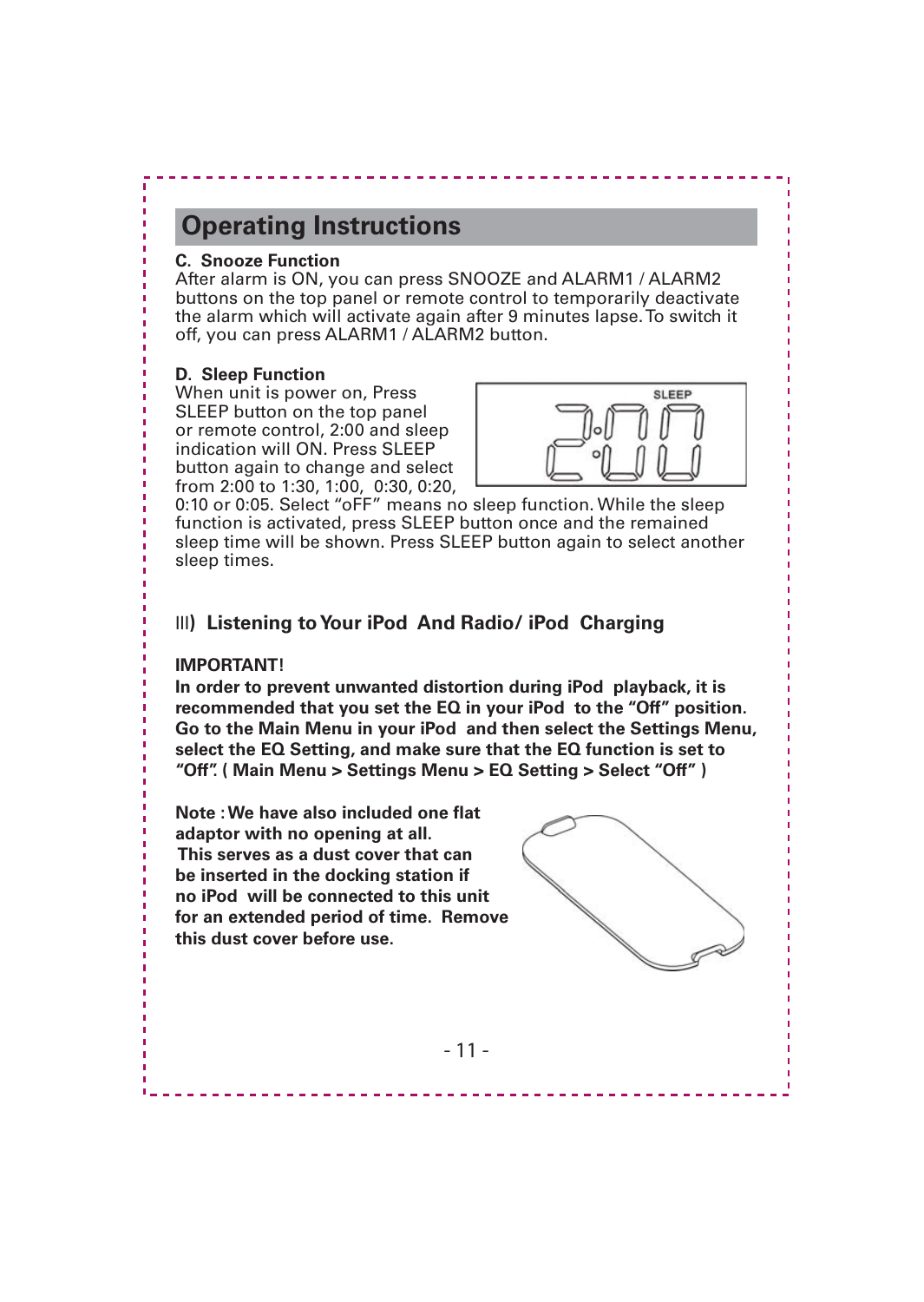## Operating Instructions

**C. Snooze Function**

After alarm is ON, you can press SNOOZE and ALARM1 / ALARM2 buttons on the top panel or remote control to temporarily deactivate the alarm which will activate again after 9 minutes lapse. To switch it off, you can press ALARM1 / ALARM2 button.

**D. Sleep Function**

When unit is power on, Press SLEEP button on the top panel or remote control, 2:00 and sleep indication will ON. Press SLEEP button again to change and select from 2:00 to 1:30, 1:00, 0:30, 0:20, 0:10 or 0:05. Select "oFF" means no sleep function. While the sleep function is activated, press SLEEP button once and the remained sleep time will be shown. Press SLEEP button again to select another sleep times.

### III) Listening to Your iPod And Radio/ iPod Charging

**IMPORTANT!**

**In order to prevent unwanted distortion during iPod playback, it is recommended that you set the EQ in your iPod to the "Off" position. Go to the Main Menu in your iPod and then select the Settings Menu, select the EQ Setting, and make sure that the EQ function is set to "Off". ( Main Menu > Settings Menu > EQ Setting > Select "Off" )**

**Note : We have also included one flat adaptor with no opening at all. This serves as a dust cover that can be inserted in the docking station if no iPod will be connected to this unit for an extended period of time. Remove this dust cover before use.**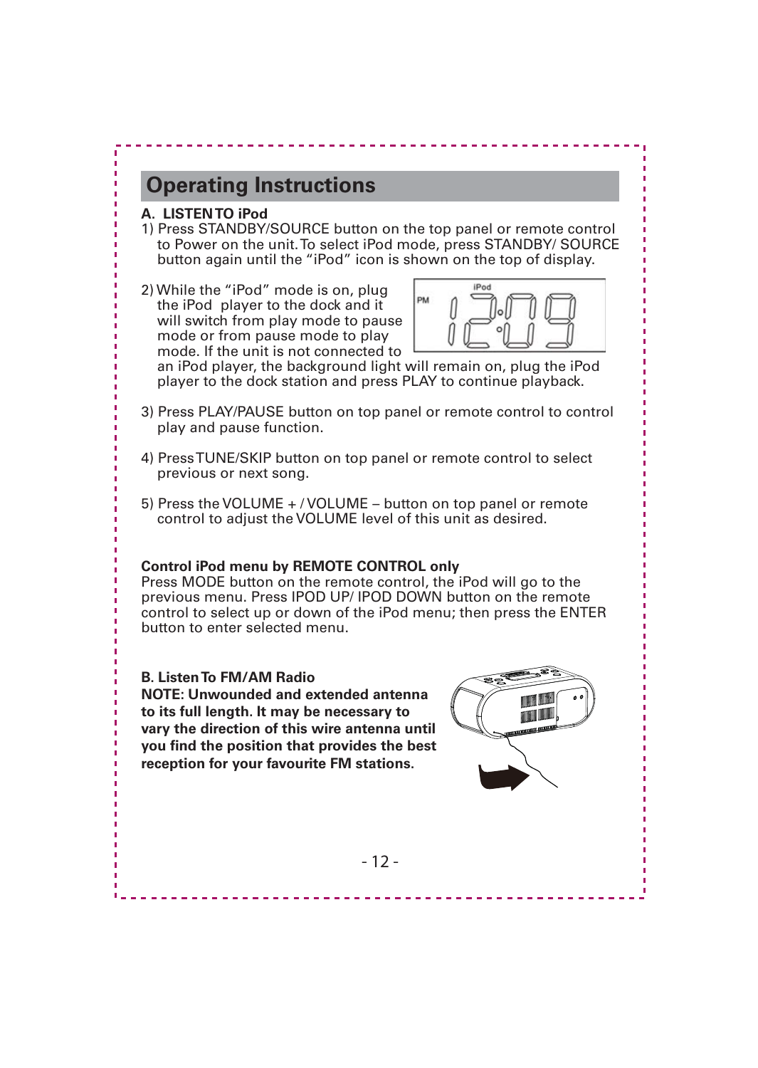## Operating Instructions

**A. LISTEN TO iPod**

1) Press STANDBY/SOURCE button on the top panel or remote control to Power on the unit. To select iPod mode, press STANDBY/ SOURCE button again until the "iPod" icon is shown on the top of display.

2) While the "iPod" mode is on, plug the iPod player to the dock and it will switch from play mode to pause mode or from pause mode to play mode. If the unit is not connected to an iPod player, the background light will remain on, plug the iPod player to the dock station and press PLAY to continue playback.

3) Press PLAY/PAUSE button on top panel or remote control to control play and pause function.

4) Press TUNE/SKIP button on top panel or remote control to select previous or next song.

5) Press the VOLUME + / VOLUME – button on top panel or remote control to adjust the VOLUME level of this unit as desired.

**Control iPod menu by REMOTE CONTROL only**

Press MODE button on the remote control, the iPod will go to the previous menu. Press IPOD UP/ IPOD DOWN button on the remote control to select up or down of the iPod menu; then press the ENTER button to enter selected menu.

**B. Listen To FM/AM Radio**

**NOTE: Unwounded and extended antenna to its full length. It may be necessary to vary the direction of this wire antenna until you find the position that provides the best reception for your favourite FM stations.**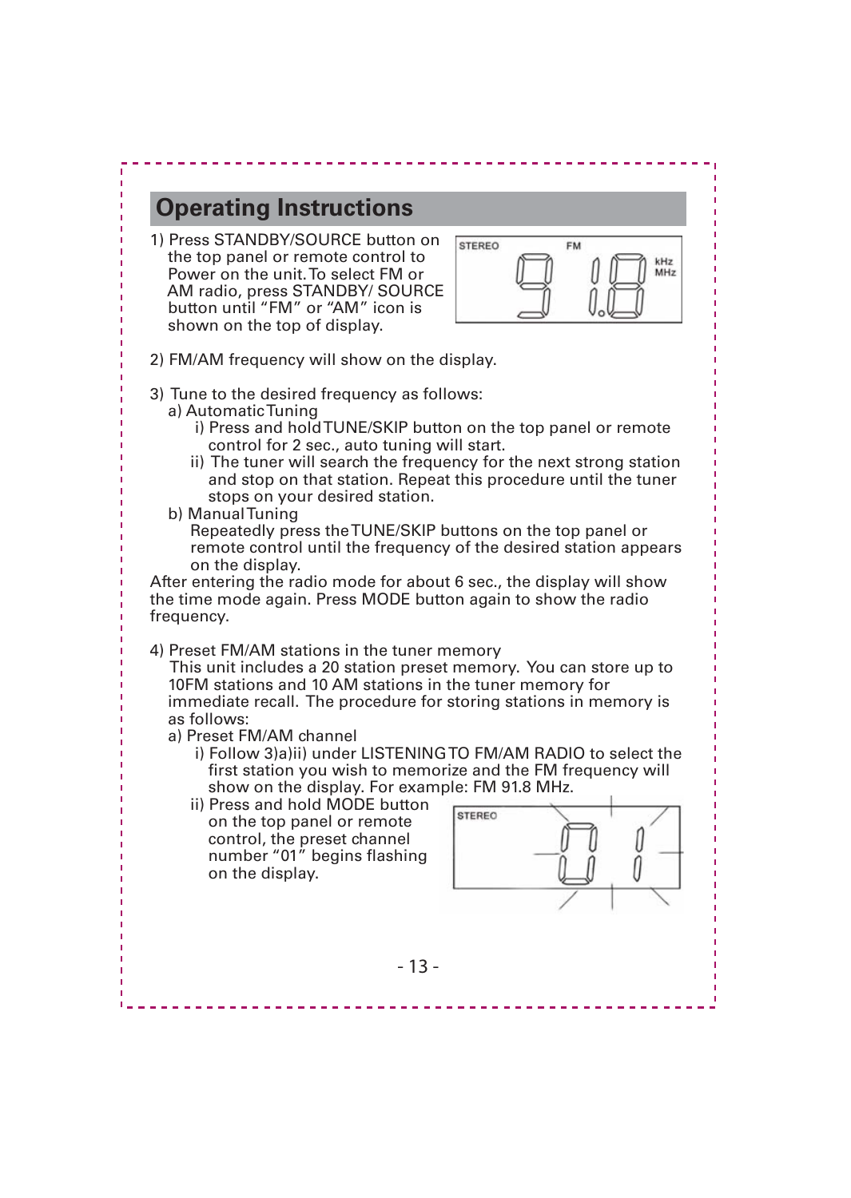## Operating Instructions

1) Press STANDBY/SOURCE button on the top panel or remote control to Power on the unit. To select FM or AM radio, press STANDBY/ SOURCE button until "FM" or "AM" icon is shown on the top of display.

2) FM/AM frequency will show on the display.

3) Tune to the desired frequency as follows:
   a) Automatic Tuning
      i) Press and hold TUNE/SKIP button on the top panel or remote control for 2 sec., auto tuning will start.
      ii) The tuner will search the frequency for the next strong station and stop on that station. Repeat this procedure until the tuner stops on your desired station.
   b) Manual Tuning
      Repeatedly press the TUNE/SKIP buttons on the top panel or remote control until the frequency of the desired station appears on the display.

After entering the radio mode for about 6 sec., the display will show the time mode again. Press MODE button again to show the radio frequency.

4) Preset FM/AM stations in the tuner memory
   This unit includes a 20 station preset memory. You can store up to 10FM stations and 10 AM stations in the tuner memory for immediate recall. The procedure for storing stations in memory is as follows:
   a) Preset FM/AM channel
      i) Follow 3)a)ii) under LISTENING TO FM/AM RADIO to select the first station you wish to memorize and the FM frequency will show on the display. For example: FM 91.8 MHz.
      ii) Press and hold MODE button on the top panel or remote control, the preset channel number "01" begins flashing on the display.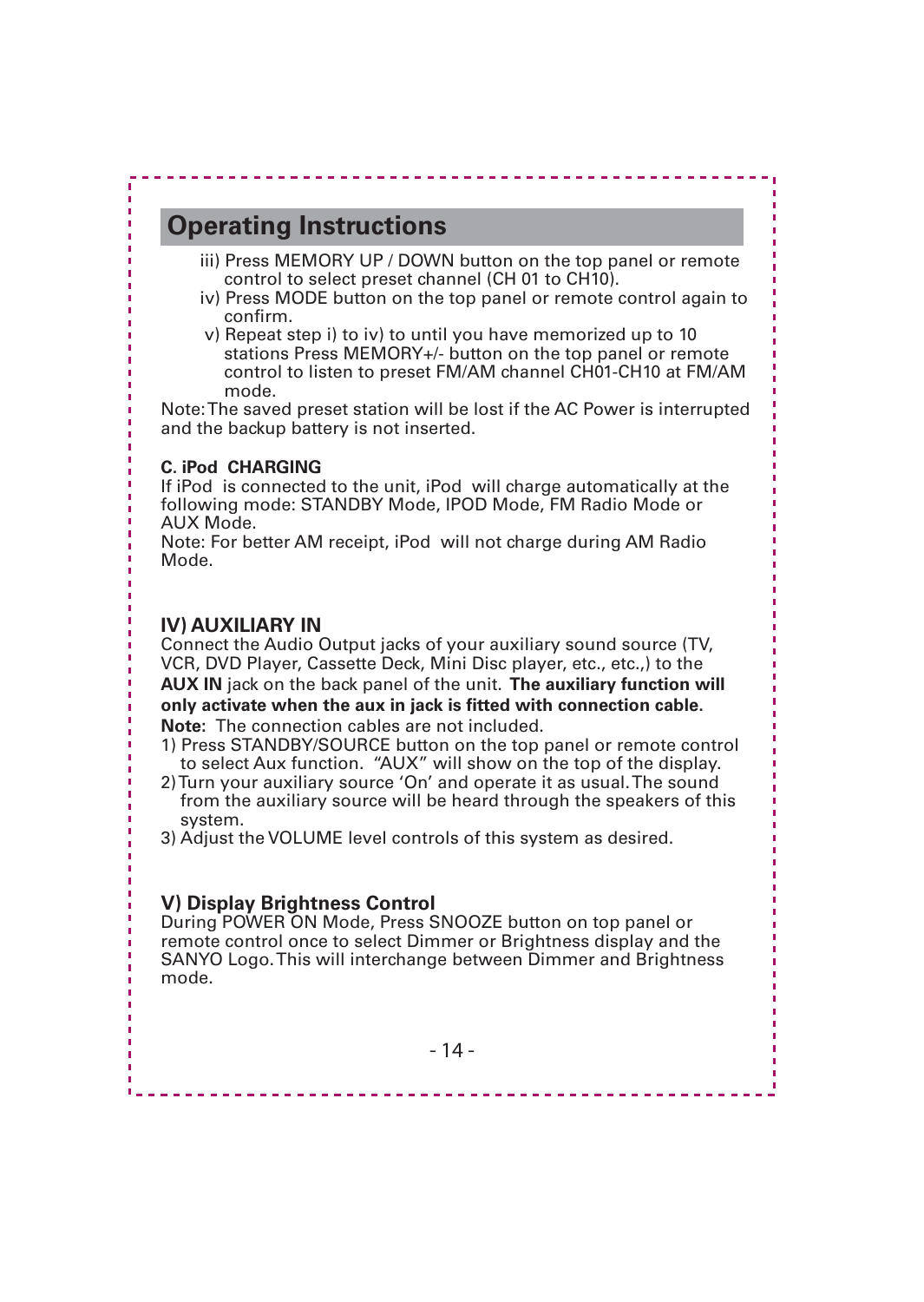## Operating Instructions

iii) Press MEMORY UP / DOWN button on the top panel or remote control to select preset channel (CH 01 to CH10).

iv) Press MODE button on the top panel or remote control again to confirm.

v) Repeat step i) to iv) to until you have memorized up to 10 stations Press MEMORY+/- button on the top panel or remote control to listen to preset FM/AM channel CH01-CH10 at FM/AM mode.

Note: The saved preset station will be lost if the AC Power is interrupted and the backup battery is not inserted.

**C. iPod CHARGING**

If iPod is connected to the unit, iPod will charge automatically at the following mode: STANDBY Mode, IPOD Mode, FM Radio Mode or AUX Mode.

Note: For better AM receipt, iPod will not charge during AM Radio Mode.

### IV) AUXILIARY IN

Connect the Audio Output jacks of your auxiliary sound source (TV, VCR, DVD Player, Cassette Deck, Mini Disc player, etc., etc.,) to the **AUX IN** jack on the back panel of the unit. **The auxiliary function will only activate when the aux in jack is fitted with connection cable.**

**Note:** The connection cables are not included.

1) Press STANDBY/SOURCE button on the top panel or remote control to select Aux function. "AUX" will show on the top of the display.
2) Turn your auxiliary source 'On' and operate it as usual. The sound from the auxiliary source will be heard through the speakers of this system.
3) Adjust the VOLUME level controls of this system as desired.

### V) Display Brightness Control

During POWER ON Mode, Press SNOOZE button on top panel or remote control once to select Dimmer or Brightness display and the SANYO Logo. This will interchange between Dimmer and Brightness mode.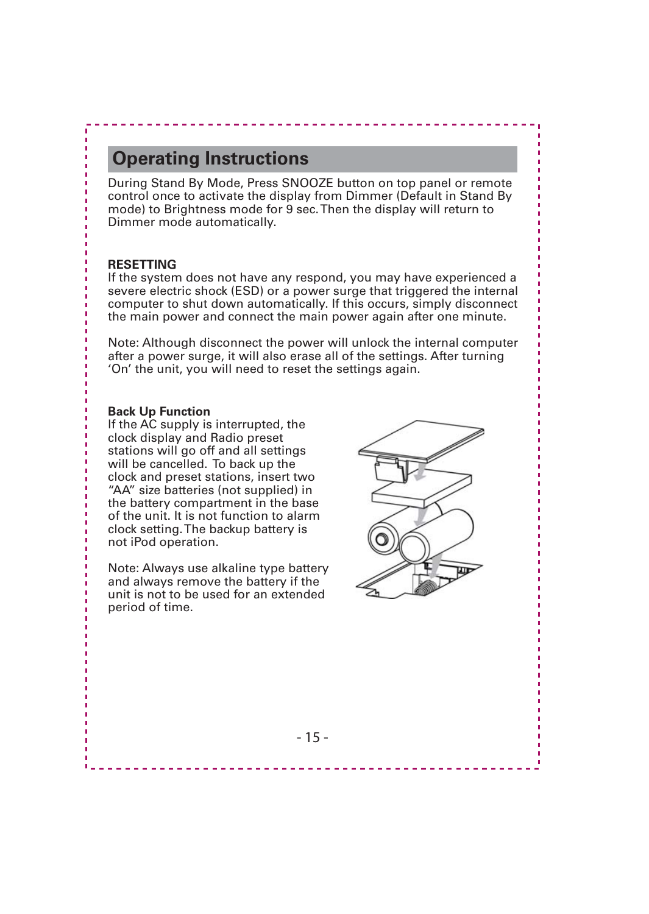## Operating Instructions

During Stand By Mode, Press SNOOZE button on top panel or remote control once to activate the display from Dimmer (Default in Stand By mode) to Brightness mode for 9 sec. Then the display will return to Dimmer mode automatically.

**RESETTING**

If the system does not have any respond, you may have experienced a severe electric shock (ESD) or a power surge that triggered the internal computer to shut down automatically. If this occurs, simply disconnect the main power and connect the main power again after one minute.

Note: Although disconnect the power will unlock the internal computer after a power surge, it will also erase all of the settings. After turning 'On' the unit, you will need to reset the settings again.

**Back Up Function**

If the AC supply is interrupted, the clock display and Radio preset stations will go off and all settings will be cancelled. To back up the clock and preset stations, insert two "AA" size batteries (not supplied) in the battery compartment in the base of the unit. It is not function to alarm clock setting. The backup battery is not iPod operation.

Note: Always use alkaline type battery and always remove the battery if the unit is not to be used for an extended period of time.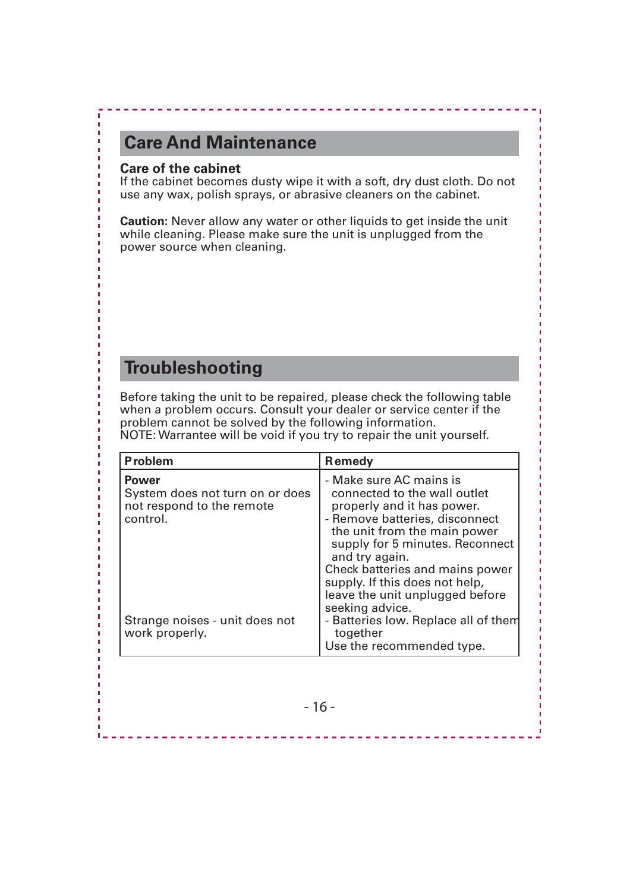## Care And Maintenance

**Care of the cabinet**
If the cabinet becomes dusty wipe it with a soft, dry dust cloth. Do not use any wax, polish sprays, or abrasive cleaners on the cabinet.

**Caution:** Never allow any water or other liquids to get inside the unit while cleaning. Please make sure the unit is unplugged from the power source when cleaning.

## Troubleshooting

Before taking the unit to be repaired, please check the following table when a problem occurs. Consult your dealer or service center if the problem cannot be solved by the following information.
NOTE: Warrantee will be void if you try to repair the unit yourself.

| Problem | Remedy |
| --- | --- |
| **Power**<br>System does not turn on or does not respond to the remote control. | - Make sure AC mains is connected to the wall outlet properly and it has power.<br>- Remove batteries, disconnect the unit from the main power supply for 5 minutes. Reconnect and try again.<br>Check batteries and mains power supply. If this does not help, leave the unit unplugged before seeking advice. |
| Strange noises - unit does not work properly. | - Batteries low. Replace all of them together<br>Use the recommended type. |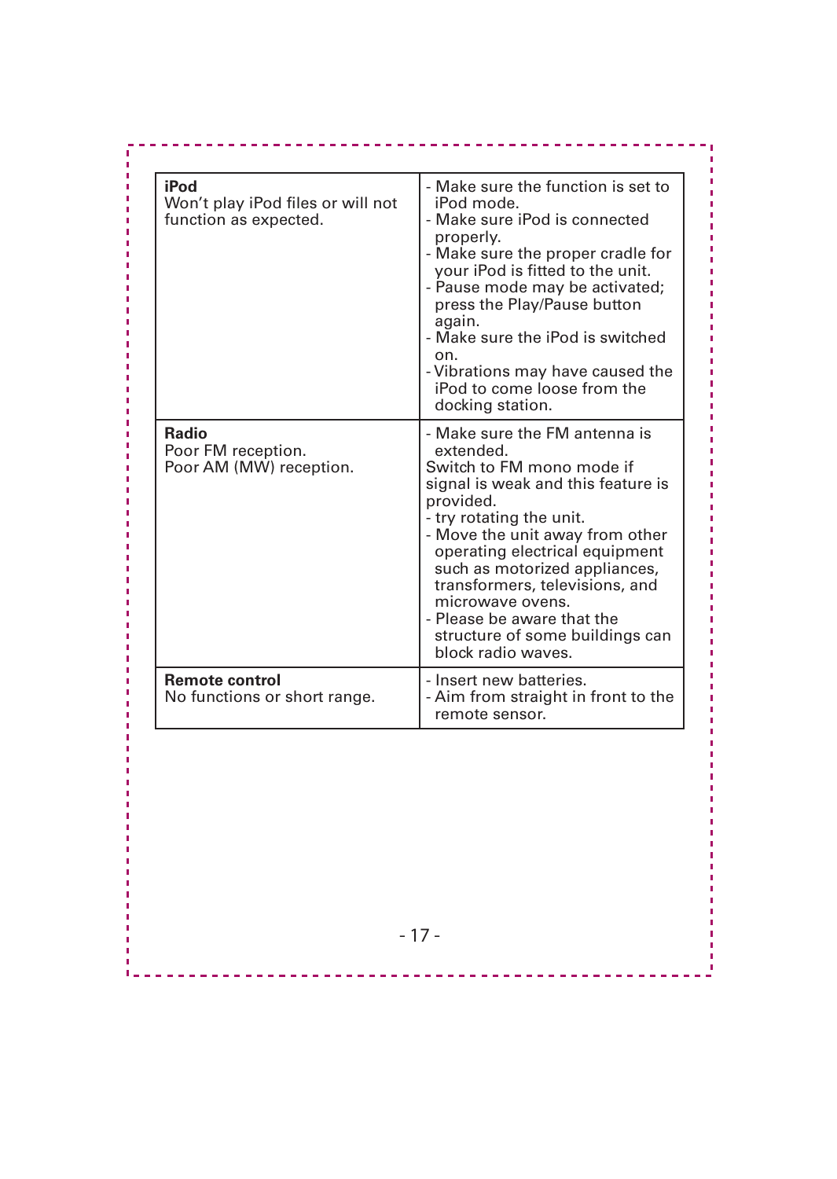| Problem | Solution |
| --- | --- |
| **iPod**<br>Won't play iPod files or will not function as expected. | - Make sure the function is set to iPod mode.<br>- Make sure iPod is connected properly.<br>- Make sure the proper cradle for your iPod is fitted to the unit.<br>- Pause mode may be activated; press the Play/Pause button again.<br>- Make sure the iPod is switched on.<br>- Vibrations may have caused the iPod to come loose from the docking station. |
| **Radio**<br>Poor FM reception.<br>Poor AM (MW) reception. | - Make sure the FM antenna is extended.<br>Switch to FM mono mode if signal is weak and this feature is provided.<br>- try rotating the unit.<br>- Move the unit away from other operating electrical equipment such as motorized appliances, transformers, televisions, and microwave ovens.<br>- Please be aware that the structure of some buildings can block radio waves. |
| **Remote control**<br>No functions or short range. | - Insert new batteries.<br>- Aim from straight in front to the remote sensor. |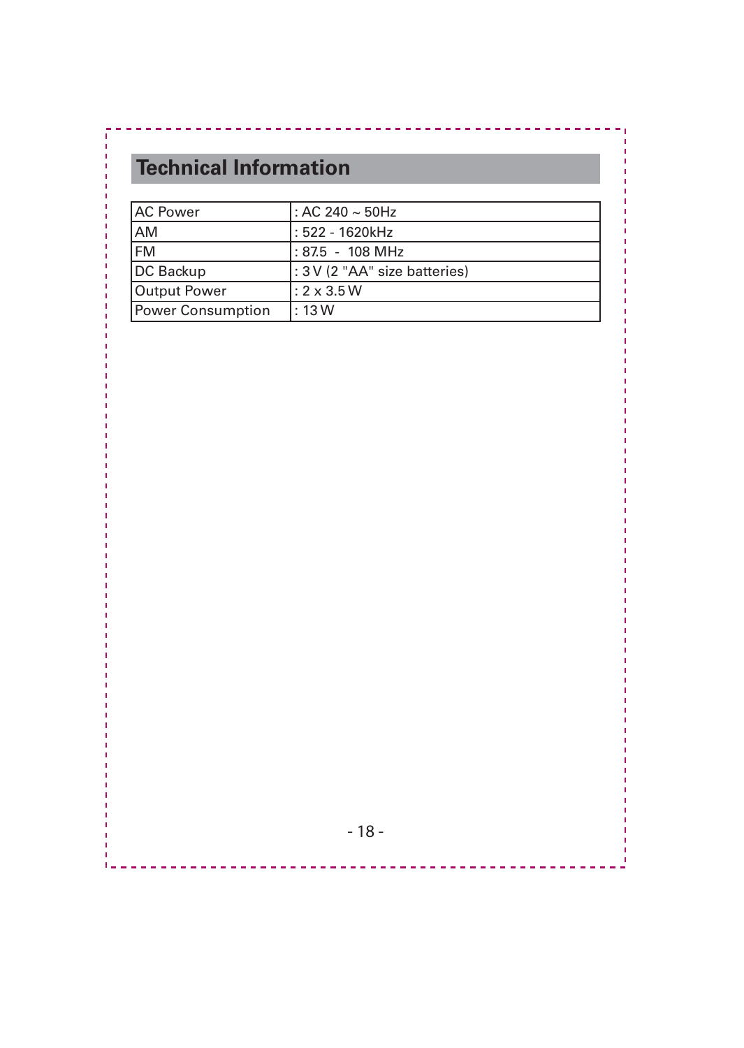## Technical Information

| AC Power | : AC 240 ~ 50Hz |
|---|---|
| AM | : 522 - 1620kHz |
| FM | : 87.5 - 108 MHz |
| DC Backup | : 3 V (2 "AA" size batteries) |
| Output Power | : 2 x 3.5 W |
| Power Consumption | : 13 W |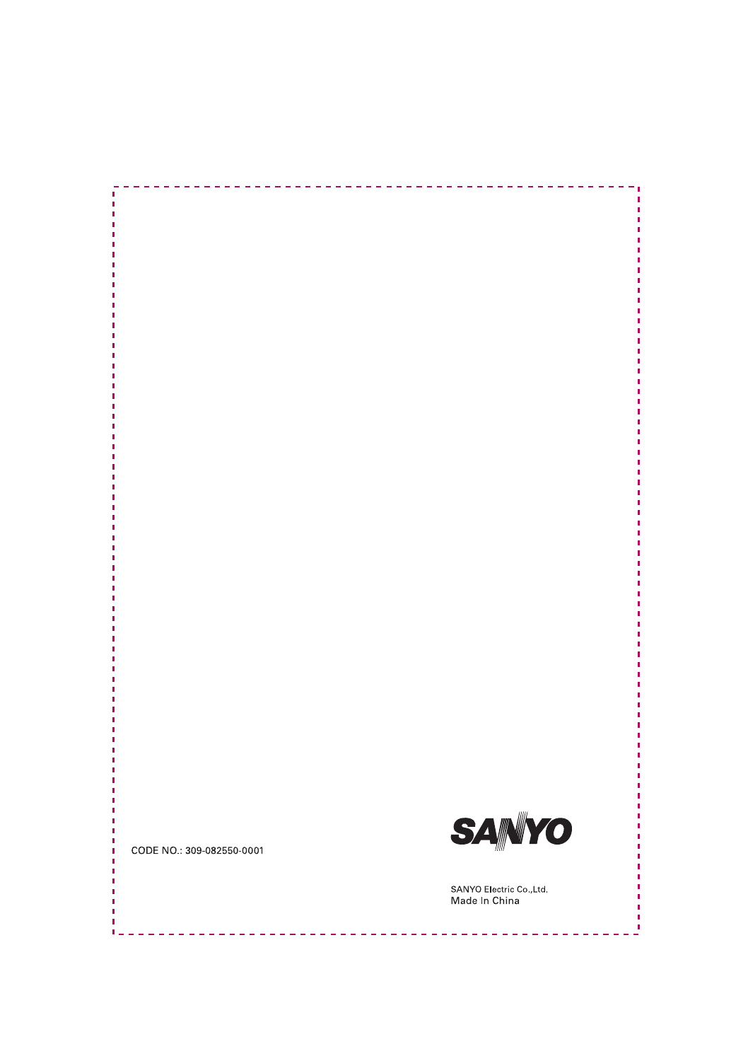CODE NO.: 309-082550-0001

SANYO

SANYO Electric Co.,Ltd.
Made In China